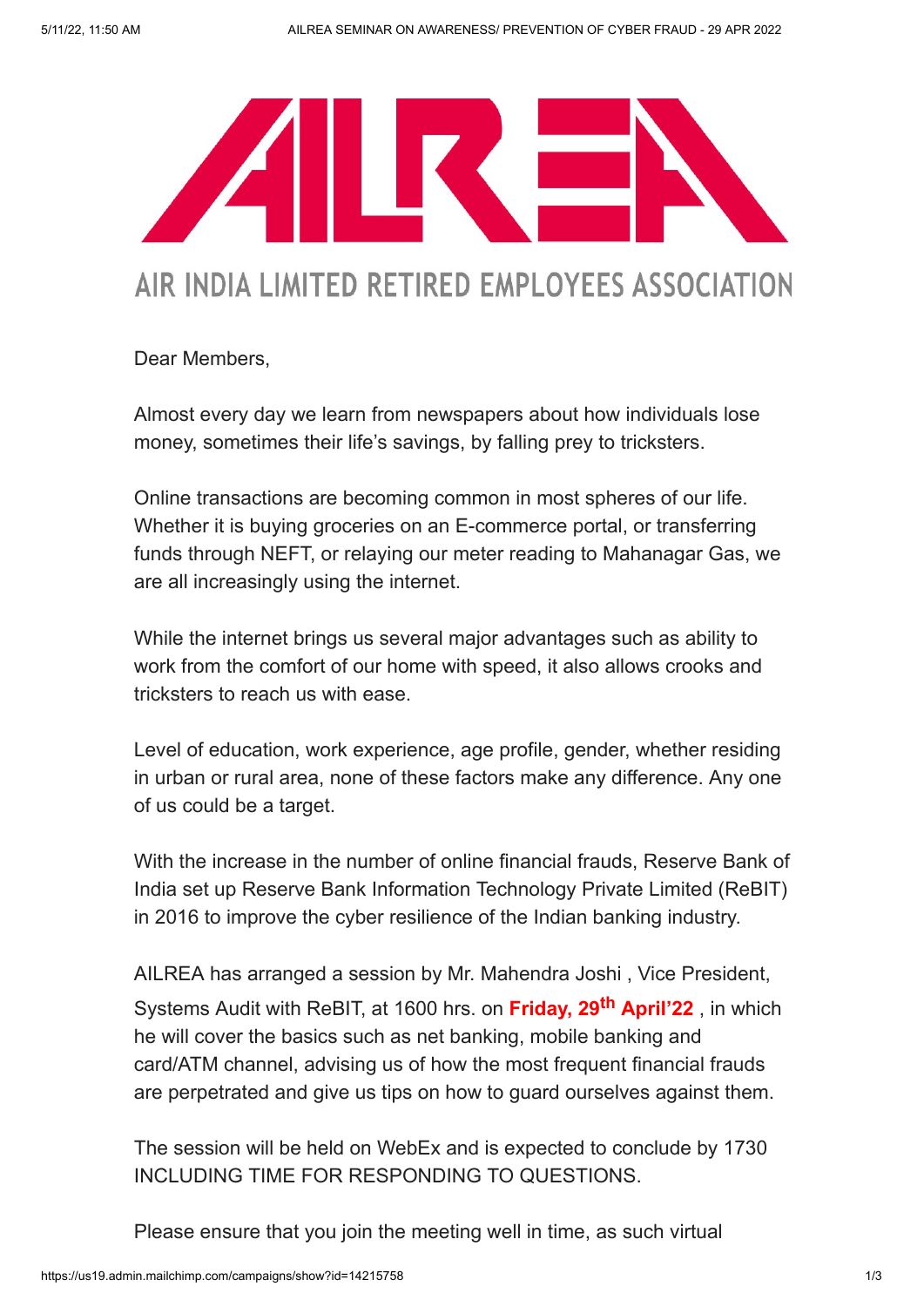# AILREA

## AIR INDIA LIMITED RETIRED EMPLOYEES ASSOCIATION

Dear Members,

Almost every day we learn from newspapers about how individuals lose money, sometimes their life's savings, by falling prey to tricksters.

Online transactions are becoming common in most spheres of our life. Whether it is buying groceries on an E-commerce portal, or transferring funds through NEFT, or relaying our meter reading to Mahanagar Gas, we are all increasingly using the internet.

While the internet brings us several major advantages such as ability to work from the comfort of our home with speed, it also allows crooks and tricksters to reach us with ease.

Level of education, work experience, age profile, gender, whether residing in urban or rural area, none of these factors make any difference. Any one of us could be a target.

With the increase in the number of online financial frauds, Reserve Bank of India set up Reserve Bank Information Technology Private Limited (ReBIT) in 2016 to improve the cyber resilience of the Indian banking industry.

AILREA has arranged a session by Mr. Mahendra Joshi , Vice President, Systems Audit with ReBIT, at 1600 hrs. on **Friday, 29th April'22** , in which he will cover the basics such as net banking, mobile banking and card/ATM channel, advising us of how the most frequent financial frauds are perpetrated and give us tips on how to guard ourselves against them.

The session will be held on WebEx and is expected to conclude by 1730 INCLUDING TIME FOR RESPONDING TO QUESTIONS.

Please ensure that you join the meeting well in time, as such virtual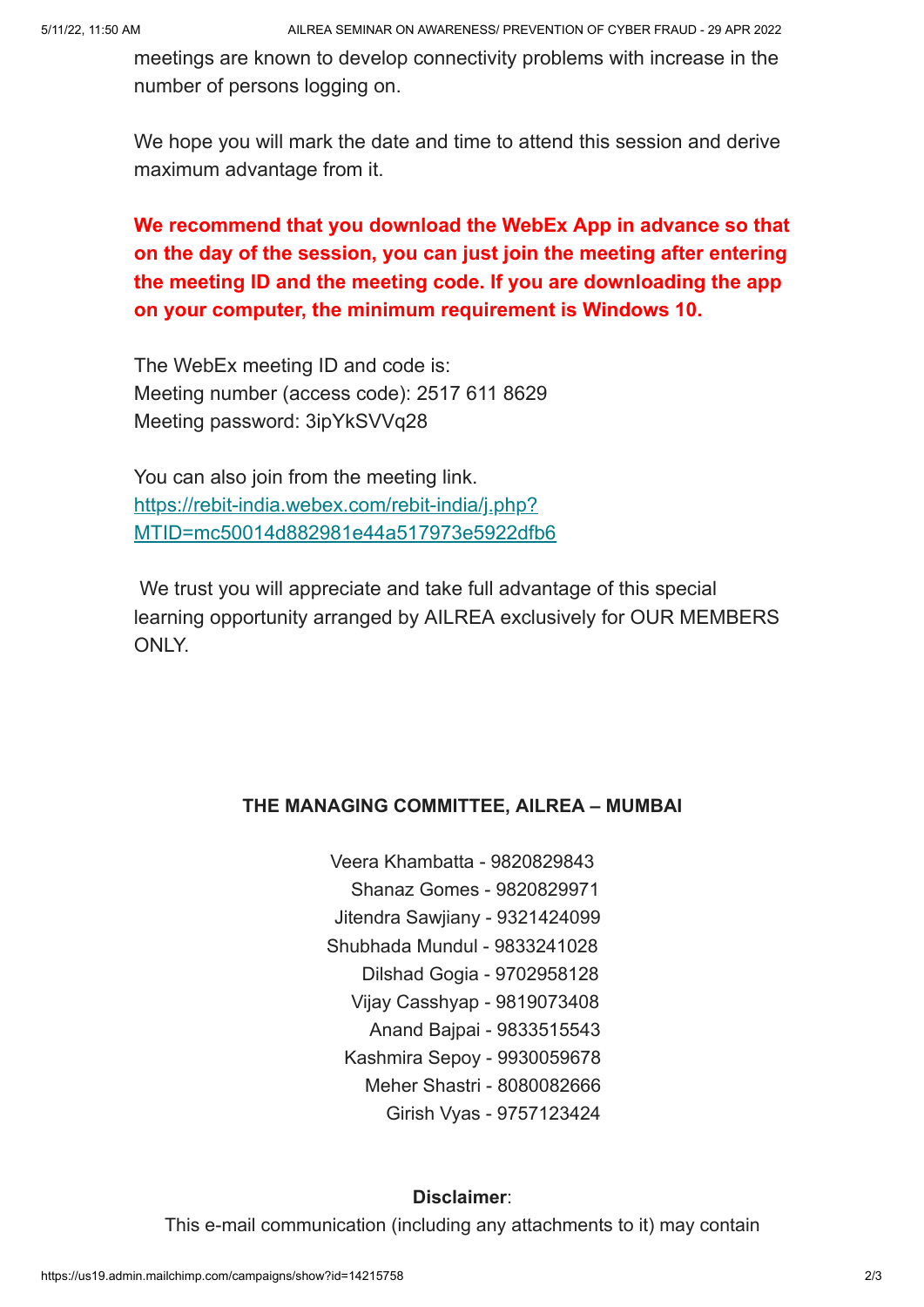meetings are known to develop connectivity problems with increase in the number of persons logging on.

We hope you will mark the date and time to attend this session and derive maximum advantage from it.

**We recommend that you download the WebEx App in advance so that on the day of the session, you can just join the meeting after entering the meeting ID and the meeting code. If you are downloading the app on your computer, the minimum requirement is Windows 10.**

The WebEx meeting ID and code is:
Meeting number (access code): 2517 611 8629
Meeting password: 3ipYkSVVq28

You can also join from the meeting link.
[https://rebit-india.webex.com/rebit-india/j.php?MTID=mc50014d882981e44a517973e5922dfb6](https://rebit-india.webex.com/rebit-india/j.php?MTID=mc50014d882981e44a517973e5922dfb6)

We trust you will appreciate and take full advantage of this special learning opportunity arranged by AILREA exclusively for OUR MEMBERS ONLY.

**THE MANAGING COMMITTEE, AILREA – MUMBAI**

Veera Khambatta - 9820829843
Shanaz Gomes - 9820829971
Jitendra Sawjiany - 9321424099
Shubhada Mundul - 9833241028
Dilshad Gogia - 9702958128
Vijay Casshyap - 9819073408
Anand Bajpai - 9833515543
Kashmira Sepoy - 9930059678
Meher Shastri - 8080082666
Girish Vyas - 9757123424

**Disclaimer**:
This e-mail communication (including any attachments to it) may contain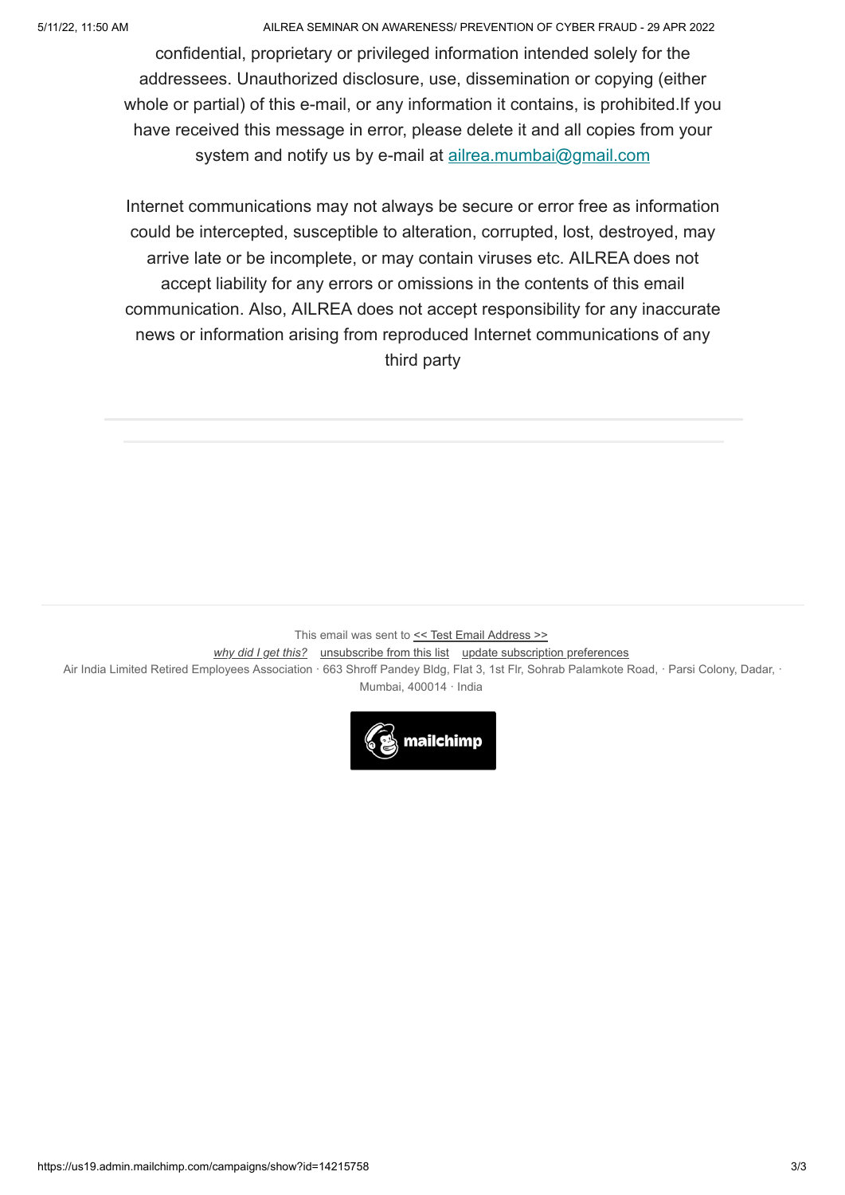confidential, proprietary or privileged information intended solely for the addressees. Unauthorized disclosure, use, dissemination or copying (either whole or partial) of this e-mail, or any information it contains, is prohibited.If you have received this message in error, please delete it and all copies from your system and notify us by e-mail at ailrea.mumbai@gmail.com

Internet communications may not always be secure or error free as information could be intercepted, susceptible to alteration, corrupted, lost, destroyed, may arrive late or be incomplete, or may contain viruses etc. AILREA does not accept liability for any errors or omissions in the contents of this email communication. Also, AILREA does not accept responsibility for any inaccurate news or information arising from reproduced Internet communications of any third party

---

This email was sent to << Test Email Address >>

*why did I get this?* unsubscribe from this list update subscription preferences

Air India Limited Retired Employees Association · 663 Shroff Pandey Bldg, Flat 3, 1st Flr, Sohrab Palamkote Road, · Parsi Colony, Dadar, · Mumbai, 400014 · India

mailchimp